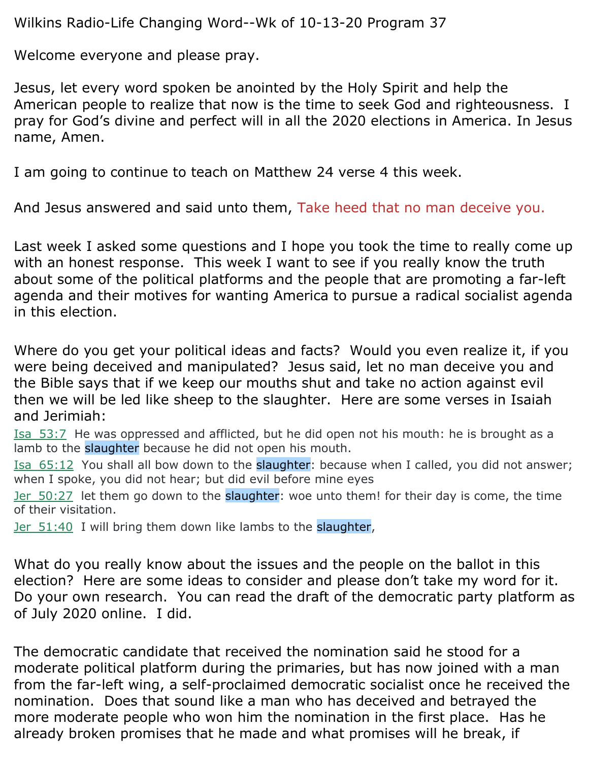Wilkins Radio-Life Changing Word--Wk of 10-13-20 Program 37

Welcome everyone and please pray.

Jesus, let every word spoken be anointed by the Holy Spirit and help the American people to realize that now is the time to seek God and righteousness. I pray for God's divine and perfect will in all the 2020 elections in America. In Jesus name, Amen.

I am going to continue to teach on Matthew 24 verse 4 this week.

And Jesus answered and said unto them, Take heed that no man deceive you.

Last week I asked some questions and I hope you took the time to really come up with an honest response. This week I want to see if you really know the truth about some of the political platforms and the people that are promoting a far-left agenda and their motives for wanting America to pursue a radical socialist agenda in this election.

Where do you get your political ideas and facts? Would you even realize it, if you were being deceived and manipulated? Jesus said, let no man deceive you and the Bible says that if we keep our mouths shut and take no action against evil then we will be led like sheep to the slaughter. Here are some verses in Isaiah and Jerimiah:

Isa 53:7 He was oppressed and afflicted, but he did open not his mouth: he is brought as a lamb to the slaughter because he did not open his mouth.

Isa 65:12 You shall all bow down to the slaughter: because when I called, you did not answer; when I spoke, you did not hear; but did evil before mine eyes

Jer 50:27 let them go down to the slaughter: woe unto them! for their day is come, the time of their visitation.

Jer 51:40 I will bring them down like lambs to the slaughter,

What do you really know about the issues and the people on the ballot in this election? Here are some ideas to consider and please don't take my word for it. Do your own research. You can read the draft of the democratic party platform as of July 2020 online. I did.

The democratic candidate that received the nomination said he stood for a moderate political platform during the primaries, but has now joined with a man from the far-left wing, a self-proclaimed democratic socialist once he received the nomination. Does that sound like a man who has deceived and betrayed the more moderate people who won him the nomination in the first place. Has he already broken promises that he made and what promises will he break, if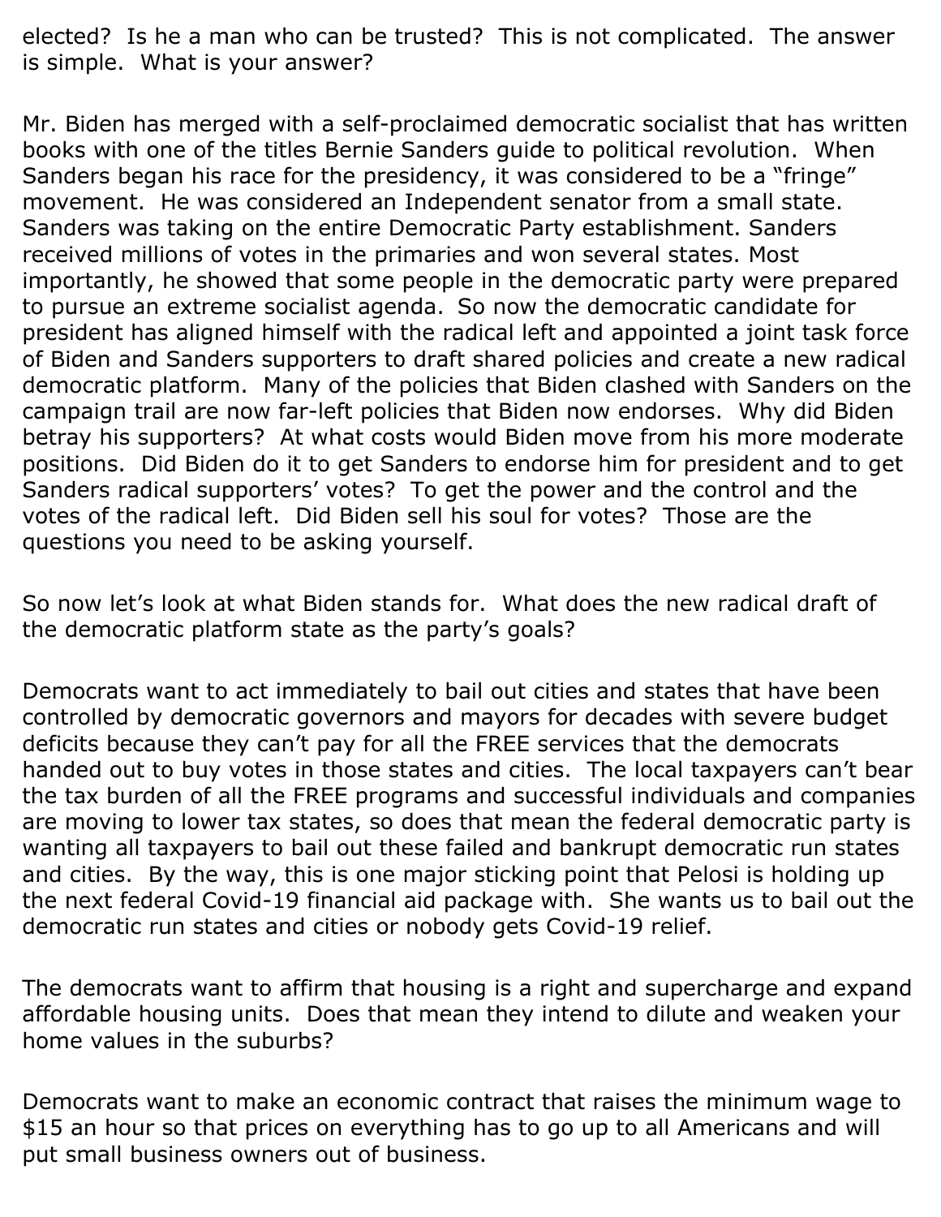elected? Is he a man who can be trusted? This is not complicated. The answer is simple. What is your answer?

Mr. Biden has merged with a self-proclaimed democratic socialist that has written books with one of the titles Bernie Sanders guide to political revolution. When Sanders began his race for the presidency, it was considered to be a "fringe" movement. He was considered an Independent senator from a small state. Sanders was taking on the entire Democratic Party establishment. Sanders received millions of votes in the primaries and won several states. Most importantly, he showed that some people in the democratic party were prepared to pursue an extreme socialist agenda. So now the democratic candidate for president has aligned himself with the radical left and appointed a joint task force of Biden and Sanders supporters to draft shared policies and create a new radical democratic platform. Many of the policies that Biden clashed with Sanders on the campaign trail are now far-left policies that Biden now endorses. Why did Biden betray his supporters? At what costs would Biden move from his more moderate positions. Did Biden do it to get Sanders to endorse him for president and to get Sanders radical supporters' votes? To get the power and the control and the votes of the radical left. Did Biden sell his soul for votes? Those are the questions you need to be asking yourself.

So now let's look at what Biden stands for. What does the new radical draft of the democratic platform state as the party's goals?

Democrats want to act immediately to bail out cities and states that have been controlled by democratic governors and mayors for decades with severe budget deficits because they can't pay for all the FREE services that the democrats handed out to buy votes in those states and cities. The local taxpayers can't bear the tax burden of all the FREE programs and successful individuals and companies are moving to lower tax states, so does that mean the federal democratic party is wanting all taxpayers to bail out these failed and bankrupt democratic run states and cities. By the way, this is one major sticking point that Pelosi is holding up the next federal Covid-19 financial aid package with. She wants us to bail out the democratic run states and cities or nobody gets Covid-19 relief.

The democrats want to affirm that housing is a right and supercharge and expand affordable housing units. Does that mean they intend to dilute and weaken your home values in the suburbs?

Democrats want to make an economic contract that raises the minimum wage to $15 an hour so that prices on everything has to go up to all Americans and will put small business owners out of business.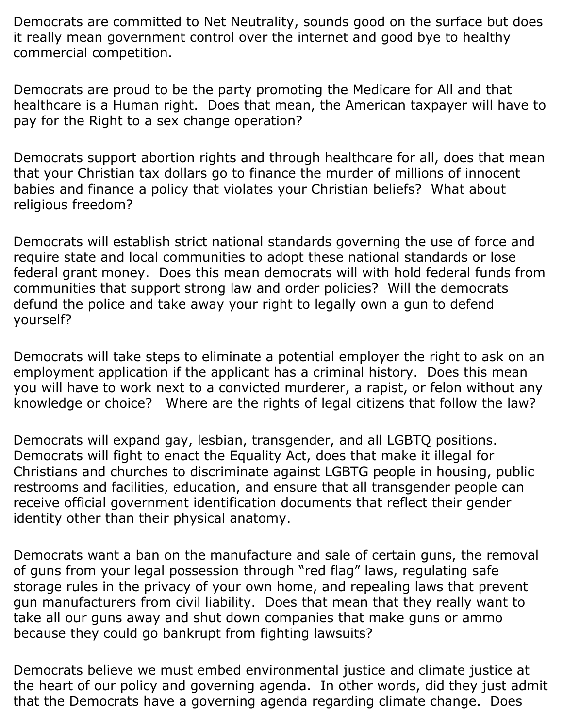Democrats are committed to Net Neutrality, sounds good on the surface but does it really mean government control over the internet and good bye to healthy commercial competition.

Democrats are proud to be the party promoting the Medicare for All and that healthcare is a Human right. Does that mean, the American taxpayer will have to pay for the Right to a sex change operation?

Democrats support abortion rights and through healthcare for all, does that mean that your Christian tax dollars go to finance the murder of millions of innocent babies and finance a policy that violates your Christian beliefs? What about religious freedom?

Democrats will establish strict national standards governing the use of force and require state and local communities to adopt these national standards or lose federal grant money. Does this mean democrats will with hold federal funds from communities that support strong law and order policies? Will the democrats defund the police and take away your right to legally own a gun to defend yourself?

Democrats will take steps to eliminate a potential employer the right to ask on an employment application if the applicant has a criminal history. Does this mean you will have to work next to a convicted murderer, a rapist, or felon without any knowledge or choice? Where are the rights of legal citizens that follow the law?

Democrats will expand gay, lesbian, transgender, and all LGBTQ positions. Democrats will fight to enact the Equality Act, does that make it illegal for Christians and churches to discriminate against LGBTG people in housing, public restrooms and facilities, education, and ensure that all transgender people can receive official government identification documents that reflect their gender identity other than their physical anatomy.

Democrats want a ban on the manufacture and sale of certain guns, the removal of guns from your legal possession through "red flag" laws, regulating safe storage rules in the privacy of your own home, and repealing laws that prevent gun manufacturers from civil liability. Does that mean that they really want to take all our guns away and shut down companies that make guns or ammo because they could go bankrupt from fighting lawsuits?

Democrats believe we must embed environmental justice and climate justice at the heart of our policy and governing agenda. In other words, did they just admit that the Democrats have a governing agenda regarding climate change. Does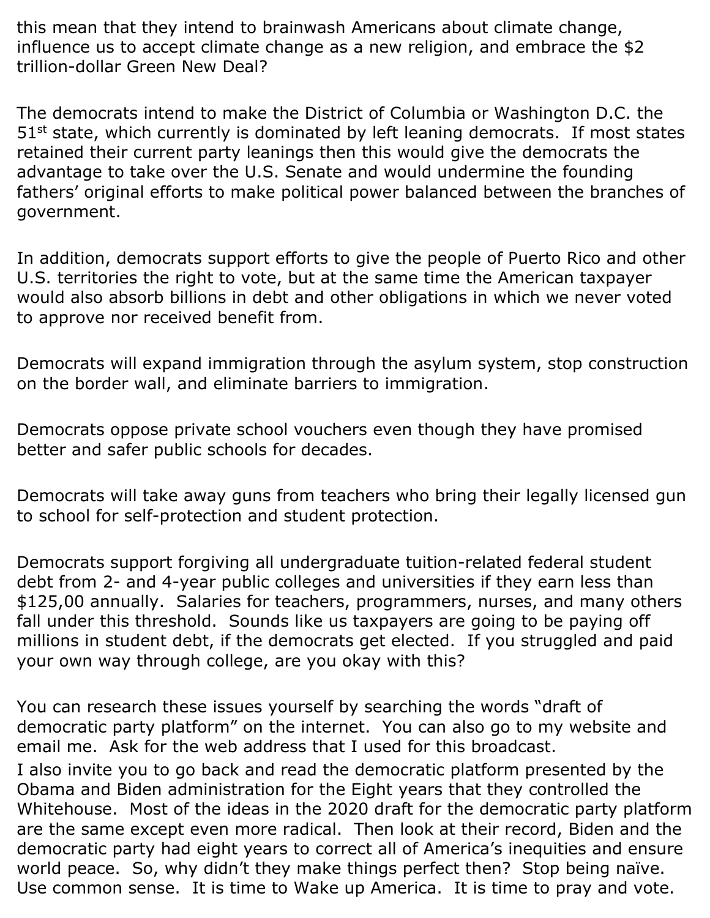this mean that they intend to brainwash Americans about climate change, influence us to accept climate change as a new religion, and embrace the $2 trillion-dollar Green New Deal?

The democrats intend to make the District of Columbia or Washington D.C. the 51st state, which currently is dominated by left leaning democrats. If most states retained their current party leanings then this would give the democrats the advantage to take over the U.S. Senate and would undermine the founding fathers' original efforts to make political power balanced between the branches of government.

In addition, democrats support efforts to give the people of Puerto Rico and other U.S. territories the right to vote, but at the same time the American taxpayer would also absorb billions in debt and other obligations in which we never voted to approve nor received benefit from.

Democrats will expand immigration through the asylum system, stop construction on the border wall, and eliminate barriers to immigration.

Democrats oppose private school vouchers even though they have promised better and safer public schools for decades.

Democrats will take away guns from teachers who bring their legally licensed gun to school for self-protection and student protection.

Democrats support forgiving all undergraduate tuition-related federal student debt from 2- and 4-year public colleges and universities if they earn less than $125,00 annually. Salaries for teachers, programmers, nurses, and many others fall under this threshold. Sounds like us taxpayers are going to be paying off millions in student debt, if the democrats get elected. If you struggled and paid your own way through college, are you okay with this?

You can research these issues yourself by searching the words "draft of democratic party platform" on the internet. You can also go to my website and email me. Ask for the web address that I used for this broadcast.

I also invite you to go back and read the democratic platform presented by the Obama and Biden administration for the Eight years that they controlled the Whitehouse. Most of the ideas in the 2020 draft for the democratic party platform are the same except even more radical. Then look at their record, Biden and the democratic party had eight years to correct all of America's inequities and ensure world peace. So, why didn't they make things perfect then? Stop being naïve. Use common sense. It is time to Wake up America. It is time to pray and vote.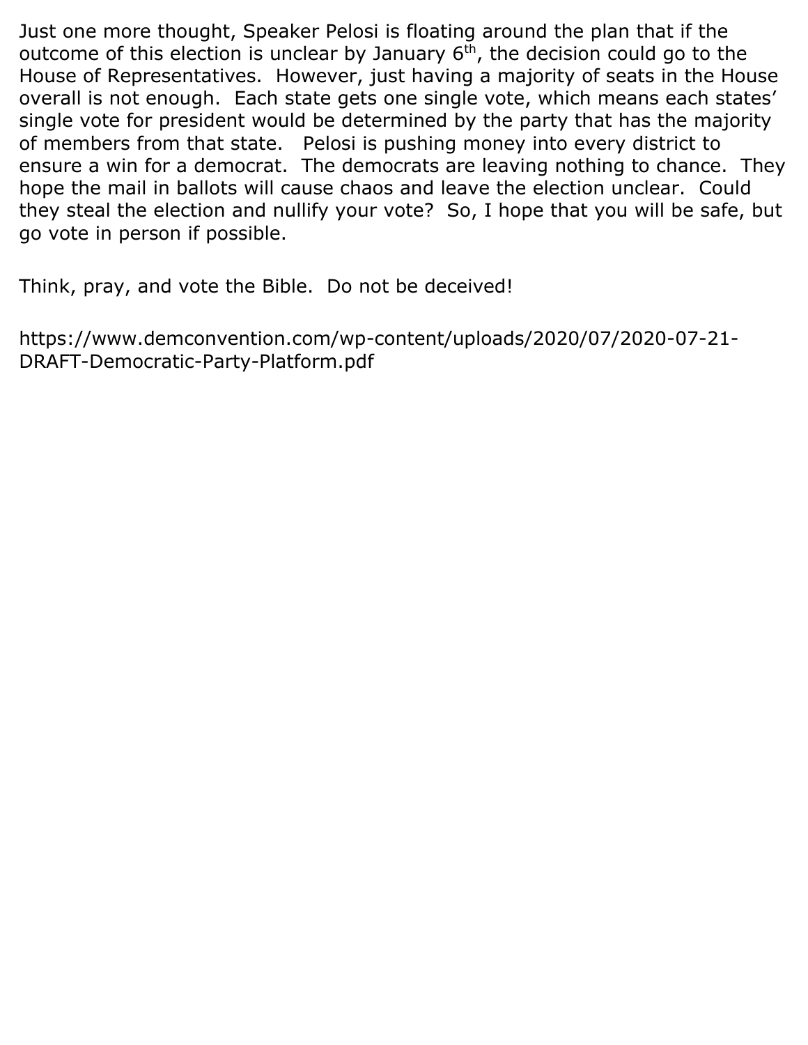Just one more thought, Speaker Pelosi is floating around the plan that if the outcome of this election is unclear by January 6th, the decision could go to the House of Representatives. However, just having a majority of seats in the House overall is not enough. Each state gets one single vote, which means each states' single vote for president would be determined by the party that has the majority of members from that state. Pelosi is pushing money into every district to ensure a win for a democrat. The democrats are leaving nothing to chance. They hope the mail in ballots will cause chaos and leave the election unclear. Could they steal the election and nullify your vote? So, I hope that you will be safe, but go vote in person if possible.

Think, pray, and vote the Bible. Do not be deceived!

https://www.demconvention.com/wp-content/uploads/2020/07/2020-07-21-DRAFT-Democratic-Party-Platform.pdf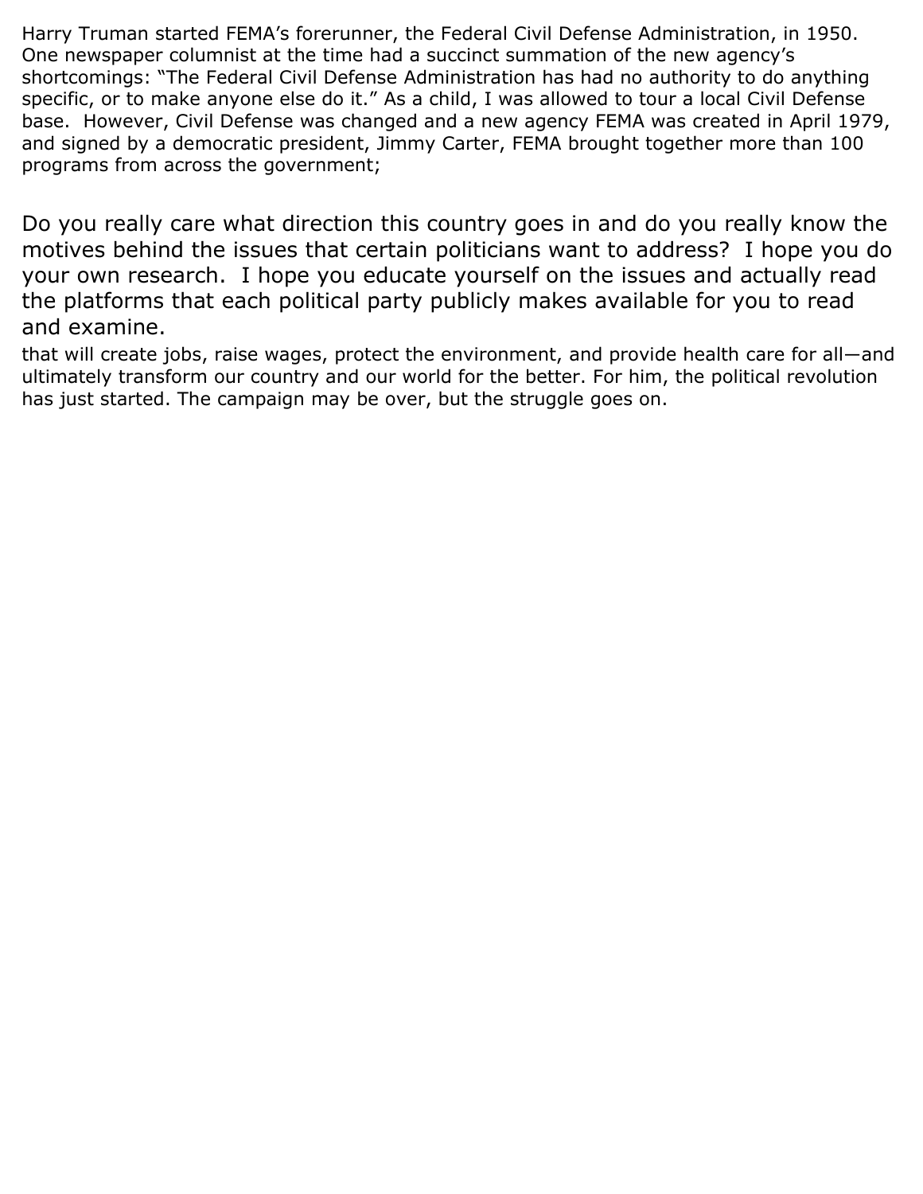Harry Truman started FEMA's forerunner, the Federal Civil Defense Administration, in 1950. One newspaper columnist at the time had a succinct summation of the new agency's shortcomings: "The Federal Civil Defense Administration has had no authority to do anything specific, or to make anyone else do it." As a child, I was allowed to tour a local Civil Defense base. However, Civil Defense was changed and a new agency FEMA was created in April 1979, and signed by a democratic president, Jimmy Carter, FEMA brought together more than 100 programs from across the government;

Do you really care what direction this country goes in and do you really know the motives behind the issues that certain politicians want to address? I hope you do your own research. I hope you educate yourself on the issues and actually read the platforms that each political party publicly makes available for you to read and examine.

that will create jobs, raise wages, protect the environment, and provide health care for all—and ultimately transform our country and our world for the better. For him, the political revolution has just started. The campaign may be over, but the struggle goes on.